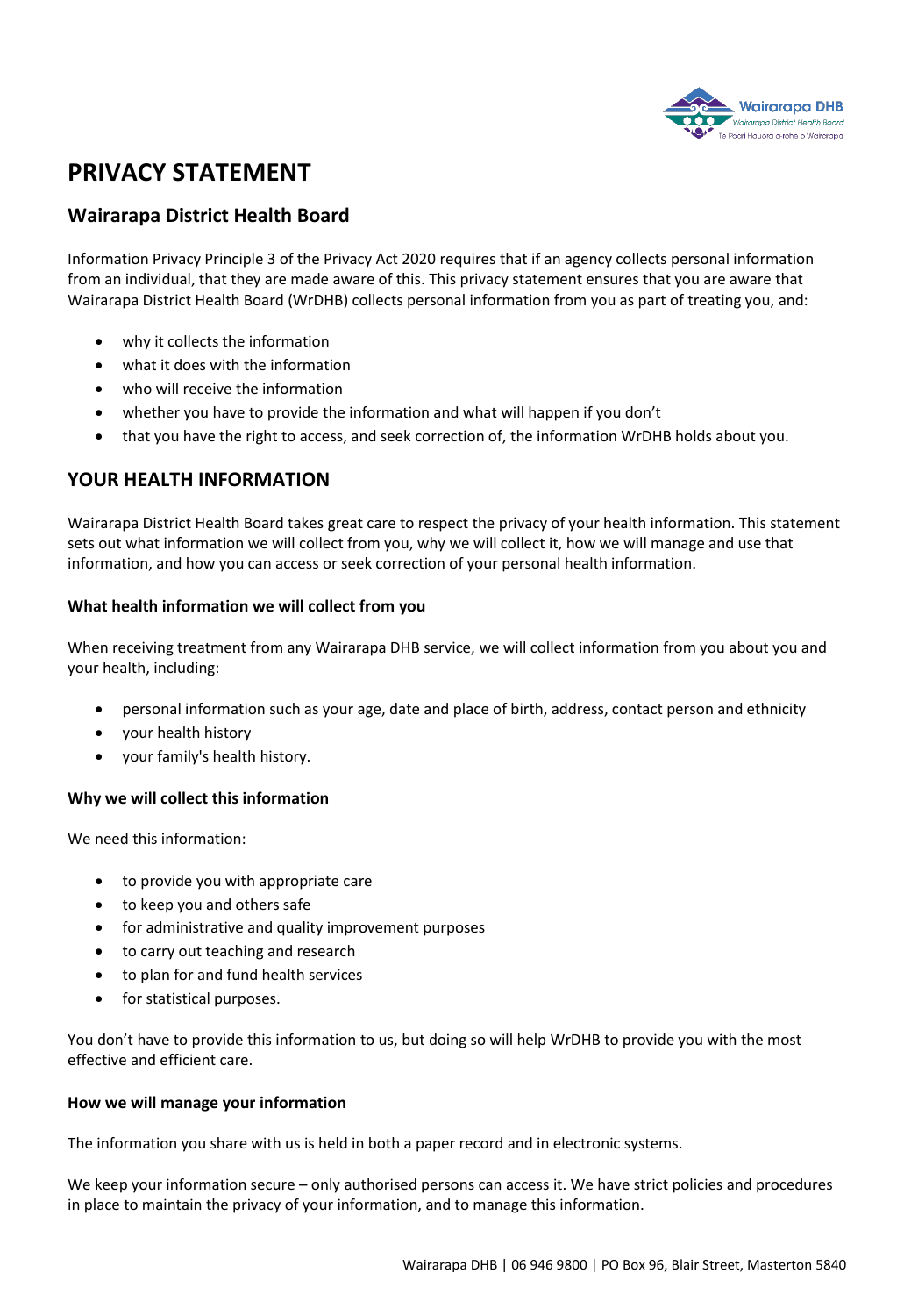# PRIVACY STATEMENT

## Wairarapa District Health Board

Information Privacy Principle 3 of the Privacy Act 2020 requires that if an agency collects personal information from an individual, that they are made aware of this. This privacy statement ensures that you are aware that Wairarapa District Health Board (WrDHB) collects personal information from you as part of treating you, and:

- why it collects the information
- what it does with the information
- who will receive the information
- whether you have to provide the information and what will happen if you don't
- that you have the right to access, and seek correction of, the information WrDHB holds about you.

## YOUR HEALTH INFORMATION

Wairarapa District Health Board takes great care to respect the privacy of your health information. This statement sets out what information we will collect from you, why we will collect it, how we will manage and use that information, and how you can access or seek correction of your personal health information.

### What health information we will collect from you

When receiving treatment from any Wairarapa DHB service, we will collect information from you about you and your health, including:

- personal information such as your age, date and place of birth, address, contact person and ethnicity
- your health history
- your family's health history.

### Why we will collect this information

We need this information:

- to provide you with appropriate care
- to keep you and others safe
- for administrative and quality improvement purposes
- to carry out teaching and research
- to plan for and fund health services
- for statistical purposes.

You don't have to provide this information to us, but doing so will help WrDHB to provide you with the most effective and efficient care.

### How we will manage your information

The information you share with us is held in both a paper record and in electronic systems.

We keep your information secure – only authorised persons can access it. We have strict policies and procedures in place to maintain the privacy of your information, and to manage this information.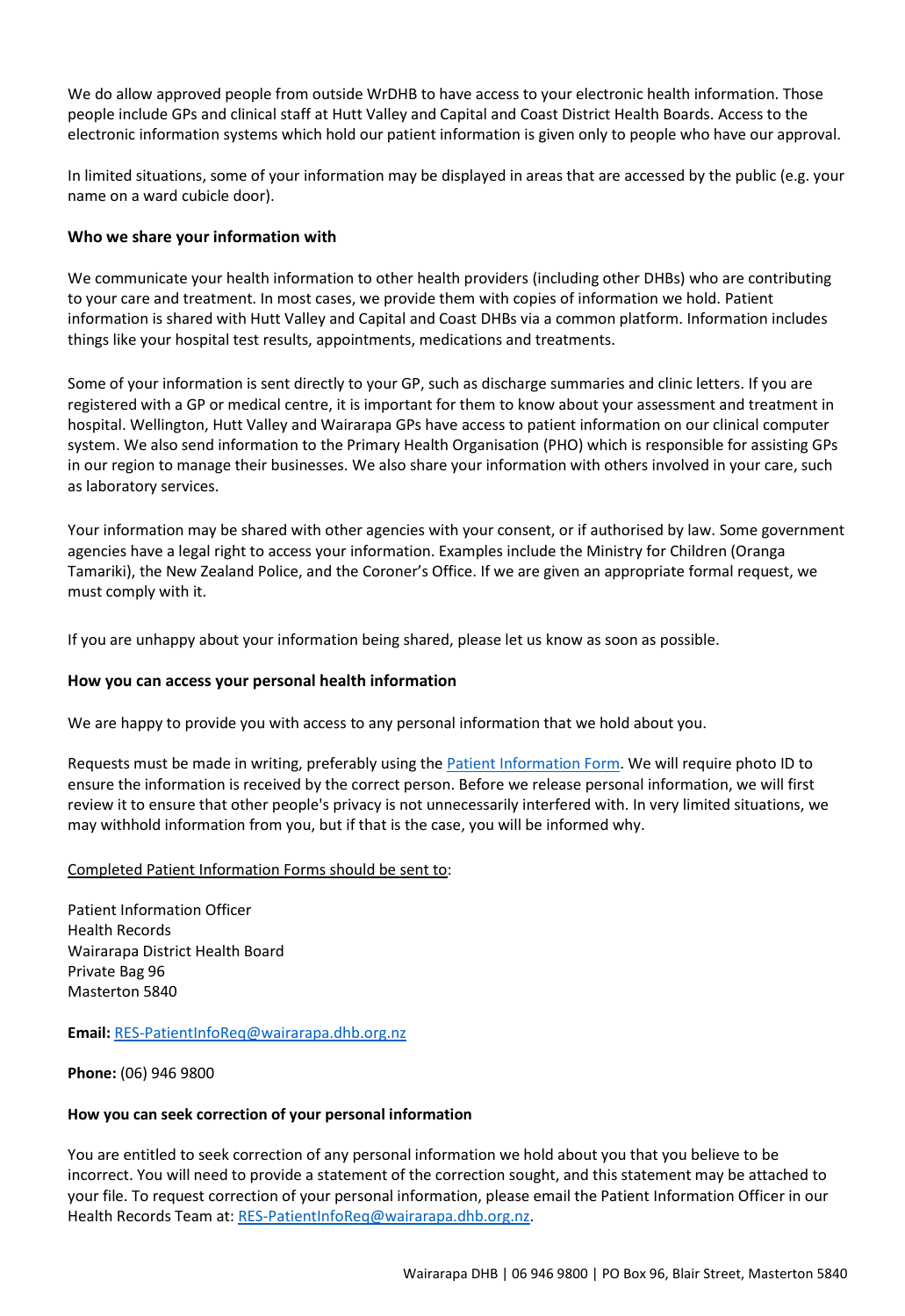We do allow approved people from outside WrDHB to have access to your electronic health information. Those people include GPs and clinical staff at Hutt Valley and Capital and Coast District Health Boards. Access to the electronic information systems which hold our patient information is given only to people who have our approval.

In limited situations, some of your information may be displayed in areas that are accessed by the public (e.g. your name on a ward cubicle door).

**Who we share your information with**

We communicate your health information to other health providers (including other DHBs) who are contributing to your care and treatment. In most cases, we provide them with copies of information we hold. Patient information is shared with Hutt Valley and Capital and Coast DHBs via a common platform. Information includes things like your hospital test results, appointments, medications and treatments.

Some of your information is sent directly to your GP, such as discharge summaries and clinic letters. If you are registered with a GP or medical centre, it is important for them to know about your assessment and treatment in hospital. Wellington, Hutt Valley and Wairarapa GPs have access to patient information on our clinical computer system. We also send information to the Primary Health Organisation (PHO) which is responsible for assisting GPs in our region to manage their businesses. We also share your information with others involved in your care, such as laboratory services.

Your information may be shared with other agencies with your consent, or if authorised by law. Some government agencies have a legal right to access your information. Examples include the Ministry for Children (Oranga Tamariki), the New Zealand Police, and the Coroner's Office. If we are given an appropriate formal request, we must comply with it.

If you are unhappy about your information being shared, please let us know as soon as possible.

**How you can access your personal health information**

We are happy to provide you with access to any personal information that we hold about you.

Requests must be made in writing, preferably using the [Patient Information Form](). We will require photo ID to ensure the information is received by the correct person. Before we release personal information, we will first review it to ensure that other people's privacy is not unnecessarily interfered with. In very limited situations, we may withhold information from you, but if that is the case, you will be informed why.

<u>Completed Patient Information Forms should be sent to</u>:

Patient Information Officer
Health Records
Wairarapa District Health Board
Private Bag 96
Masterton 5840

**Email:** RES-PatientInfoReq@wairarapa.dhb.org.nz

**Phone:** (06) 946 9800

**How you can seek correction of your personal information**

You are entitled to seek correction of any personal information we hold about you that you believe to be incorrect. You will need to provide a statement of the correction sought, and this statement may be attached to your file. To request correction of your personal information, please email the Patient Information Officer in our Health Records Team at: RES-PatientInfoReq@wairarapa.dhb.org.nz.